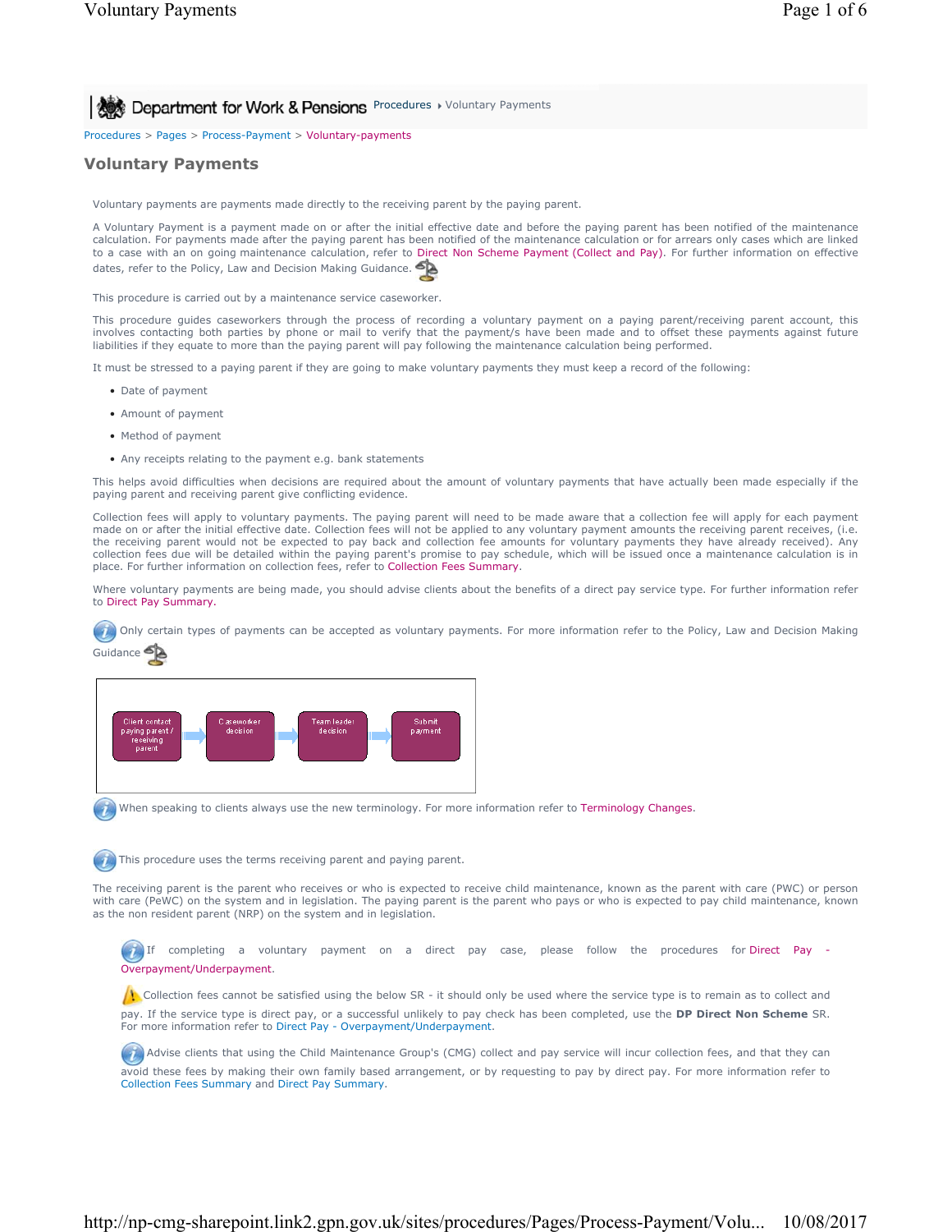Department for Work & Pensions Procedures ▸ Voluntary Payments

Procedures > Pages > Process-Payment > Voluntary-payments

# Voluntary Payments

Voluntary payments are payments made directly to the receiving parent by the paying parent.

A Voluntary Payment is a payment made on or after the initial effective date and before the paying parent has been notified of the maintenance calculation. For payments made after the paying parent has been notified of the maintenance calculation or for arrears only cases which are linked to a case with an on going maintenance calculation, refer to Direct Non Scheme Payment (Collect and Pay). For further information on effective dates, refer to the Policy, Law and Decision Making Guidance.

This procedure is carried out by a maintenance service caseworker.

This procedure guides caseworkers through the process of recording a voluntary payment on a paying parent/receiving parent account, this involves contacting both parties by phone or mail to verify that the payment/s have been made and to offset these payments against future liabilities if they equate to more than the paying parent will pay following the maintenance calculation being performed.

It must be stressed to a paying parent if they are going to make voluntary payments they must keep a record of the following:

- Date of payment
- Amount of payment
- Method of payment
- Any receipts relating to the payment e.g. bank statements

This helps avoid difficulties when decisions are required about the amount of voluntary payments that have actually been made especially if the paying parent and receiving parent give conflicting evidence.

Collection fees will apply to voluntary payments. The paying parent will need to be made aware that a collection fee will apply for each payment made on or after the initial effective date. Collection fees will not be applied to any voluntary payment amounts the receiving parent receives, (i.e. the receiving parent would not be expected to pay back and collection fee amounts for voluntary payments they have already received). Any collection fees due will be detailed within the paying parent's promise to pay schedule, which will be issued once a maintenance calculation is in place. For further information on collection fees, refer to Collection Fees Summary.

Where voluntary payments are being made, you should advise clients about the benefits of a direct pay service type. For further information refer to Direct Pay Summary.

Only certain types of payments can be accepted as voluntary payments. For more information refer to the Policy, Law and Decision Making Guidance

Client contact paying parent / receiving parent → Caseworker decision → Team leader decision → Submit payment

When speaking to clients always use the new terminology. For more information refer to Terminology Changes.

This procedure uses the terms receiving parent and paying parent.

The receiving parent is the parent who receives or who is expected to receive child maintenance, known as the parent with care (PWC) or person with care (PeWC) on the system and in legislation. The paying parent is the parent who pays or who is expected to pay child maintenance, known as the non resident parent (NRP) on the system and in legislation.

If completing a voluntary payment on a direct pay case, please follow the procedures for Direct Pay - Overpayment/Underpayment.

Collection fees cannot be satisfied using the below SR - it should only be used where the service type is to remain as to collect and pay. If the service type is direct pay, or a successful unlikely to pay check has been completed, use the **DP Direct Non Scheme** SR. For more information refer to Direct Pay - Overpayment/Underpayment.

Advise clients that using the Child Maintenance Group's (CMG) collect and pay service will incur collection fees, and that they can avoid these fees by making their own family based arrangement, or by requesting to pay by direct pay. For more information refer to Collection Fees Summary and Direct Pay Summary.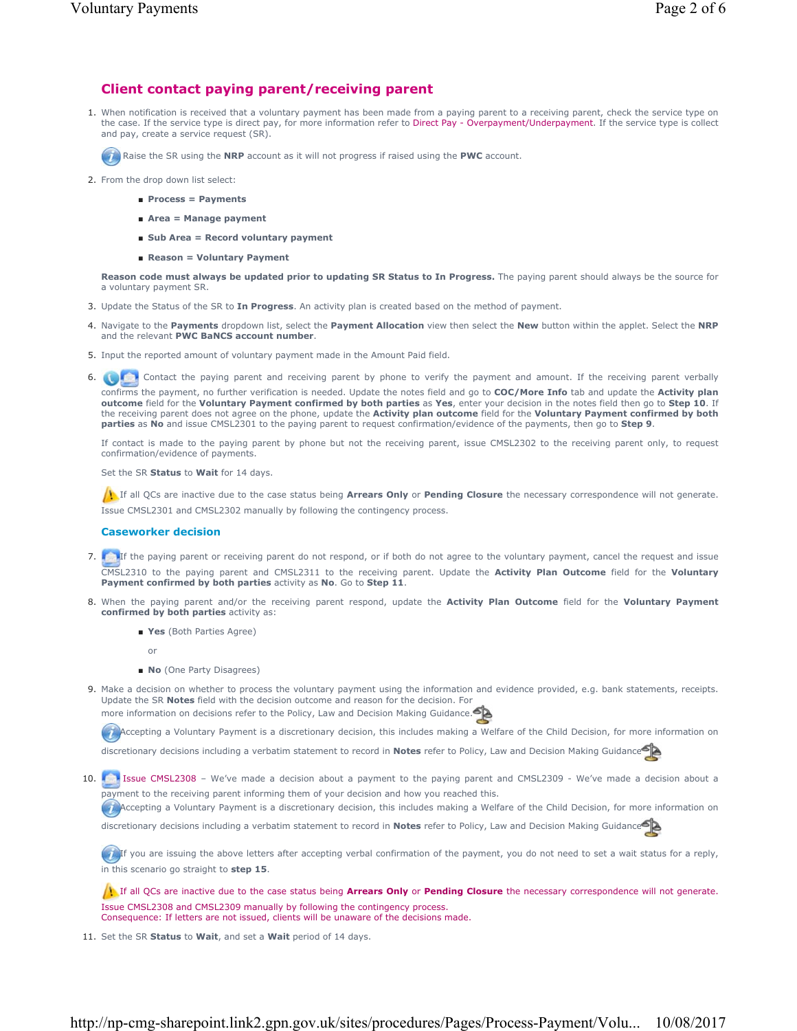## Client contact paying parent/receiving parent

1. When notification is received that a voluntary payment has been made from a paying parent to a receiving parent, check the service type on the case. If the service type is direct pay, for more information refer to Direct Pay - Overpayment/Underpayment. If the service type is collect and pay, create a service request (SR).

   Raise the SR using the **NRP** account as it will not progress if raised using the **PWC** account.

2. From the drop down list select:

   - **Process = Payments**
   - **Area = Manage payment**
   - **Sub Area = Record voluntary payment**
   - **Reason = Voluntary Payment**

   **Reason code must always be updated prior to updating SR Status to In Progress.** The paying parent should always be the source for a voluntary payment SR.

3. Update the Status of the SR to **In Progress**. An activity plan is created based on the method of payment.

4. Navigate to the **Payments** dropdown list, select the **Payment Allocation** view then select the **New** button within the applet. Select the **NRP** and the relevant **PWC BaNCS account number**.

5. Input the reported amount of voluntary payment made in the Amount Paid field.

6. Contact the paying parent and receiving parent by phone to verify the payment and amount. If the receiving parent verbally confirms the payment, no further verification is needed. Update the notes field and go to **COC/More Info** tab and update the **Activity plan outcome** field for the **Voluntary Payment confirmed by both parties** as **Yes**, enter your decision in the notes field then go to **Step 10**. If the receiving parent does not agree on the phone, update the **Activity plan outcome** field for the **Voluntary Payment confirmed by both parties** as **No** and issue CMSL2301 to the paying parent to request confirmation/evidence of the payments, then go to **Step 9**.

   If contact is made to the paying parent by phone but not the receiving parent, issue CMSL2302 to the receiving parent only, to request confirmation/evidence of payments.

   Set the SR **Status** to **Wait** for 14 days.

   If all QCs are inactive due to the case status being **Arrears Only** or **Pending Closure** the necessary correspondence will not generate. Issue CMSL2301 and CMSL2302 manually by following the contingency process.

### Caseworker decision

7. If the paying parent or receiving parent do not respond, or if both do not agree to the voluntary payment, cancel the request and issue CMSL2310 to the paying parent and CMSL2311 to the receiving parent. Update the **Activity Plan Outcome** field for the **Voluntary Payment confirmed by both parties** activity as **No**. Go to **Step 11**.

8. When the paying parent and/or the receiving parent respond, update the **Activity Plan Outcome** field for the **Voluntary Payment confirmed by both parties** activity as:

   - **Yes** (Both Parties Agree)

     or

   - **No** (One Party Disagrees)

9. Make a decision on whether to process the voluntary payment using the information and evidence provided, e.g. bank statements, receipts. Update the SR **Notes** field with the decision outcome and reason for the decision. For more information on decisions refer to the Policy, Law and Decision Making Guidance.

   Accepting a Voluntary Payment is a discretionary decision, this includes making a Welfare of the Child Decision, for more information on discretionary decisions including a verbatim statement to record in **Notes** refer to Policy, Law and Decision Making Guidance

10. Issue CMSL2308 – We've made a decision about a payment to the paying parent and CMSL2309 - We've made a decision about a payment to the receiving parent informing them of your decision and how you reached this.

    Accepting a Voluntary Payment is a discretionary decision, this includes making a Welfare of the Child Decision, for more information on discretionary decisions including a verbatim statement to record in **Notes** refer to Policy, Law and Decision Making Guidance

    If you are issuing the above letters after accepting verbal confirmation of the payment, you do not need to set a wait status for a reply, in this scenario go straight to **step 15**.

    If all QCs are inactive due to the case status being **Arrears Only** or **Pending Closure** the necessary correspondence will not generate. Issue CMSL2308 and CMSL2309 manually by following the contingency process.
    Consequence: If letters are not issued, clients will be unaware of the decisions made.

11. Set the SR **Status** to **Wait**, and set a **Wait** period of 14 days.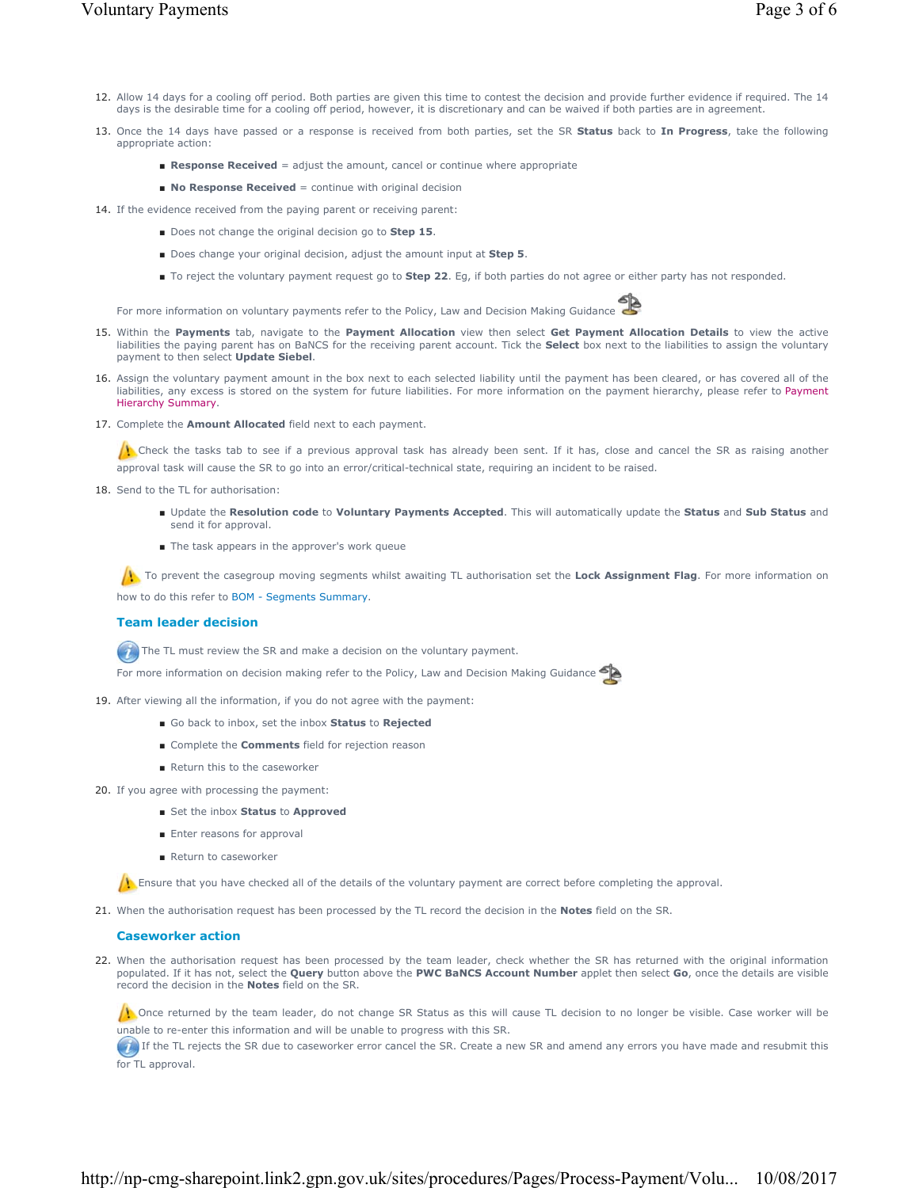12. Allow 14 days for a cooling off period. Both parties are given this time to contest the decision and provide further evidence if required. The 14 days is the desirable time for a cooling off period, however, it is discretionary and can be waived if both parties are in agreement.
13. Once the 14 days have passed or a response is received from both parties, set the SR **Status** back to **In Progress**, take the following appropriate action:
    - **Response Received** = adjust the amount, cancel or continue where appropriate
    - **No Response Received** = continue with original decision
14. If the evidence received from the paying parent or receiving parent:
    - Does not change the original decision go to **Step 15**.
    - Does change your original decision, adjust the amount input at **Step 5**.
    - To reject the voluntary payment request go to **Step 22**. Eg, if both parties do not agree or either party has not responded.

    For more information on voluntary payments refer to the Policy, Law and Decision Making Guidance
15. Within the **Payments** tab, navigate to the **Payment Allocation** view then select **Get Payment Allocation Details** to view the active liabilities the paying parent has on BaNCS for the receiving parent account. Tick the **Select** box next to the liabilities to assign the voluntary payment to then select **Update Siebel**.
16. Assign the voluntary payment amount in the box next to each selected liability until the payment has been cleared, or has covered all of the liabilities, any excess is stored on the system for future liabilities. For more information on the payment hierarchy, please refer to Payment Hierarchy Summary.
17. Complete the **Amount Allocated** field next to each payment.

    Check the tasks tab to see if a previous approval task has already been sent. If it has, close and cancel the SR as raising another approval task will cause the SR to go into an error/critical-technical state, requiring an incident to be raised.
18. Send to the TL for authorisation:
    - Update the **Resolution code** to **Voluntary Payments Accepted**. This will automatically update the **Status** and **Sub Status** and send it for approval.
    - The task appears in the approver's work queue

    To prevent the casegroup moving segments whilst awaiting TL authorisation set the **Lock Assignment Flag**. For more information on how to do this refer to BOM - Segments Summary.

### Team leader decision

The TL must review the SR and make a decision on the voluntary payment.

For more information on decision making refer to the Policy, Law and Decision Making Guidance

19. After viewing all the information, if you do not agree with the payment:
    - Go back to inbox, set the inbox **Status** to **Rejected**
    - Complete the **Comments** field for rejection reason
    - Return this to the caseworker
20. If you agree with processing the payment:
    - Set the inbox **Status** to **Approved**
    - Enter reasons for approval
    - Return to caseworker

    Ensure that you have checked all of the details of the voluntary payment are correct before completing the approval.
21. When the authorisation request has been processed by the TL record the decision in the **Notes** field on the SR.

### Caseworker action

22. When the authorisation request has been processed by the team leader, check whether the SR has returned with the original information populated. If it has not, select the **Query** button above the **PWC BaNCS Account Number** applet then select **Go**, once the details are visible record the decision in the **Notes** field on the SR.

    Once returned by the team leader, do not change SR Status as this will cause TL decision to no longer be visible. Case worker will be unable to re-enter this information and will be unable to progress with this SR.

    If the TL rejects the SR due to caseworker error cancel the SR. Create a new SR and amend any errors you have made and resubmit this for TL approval.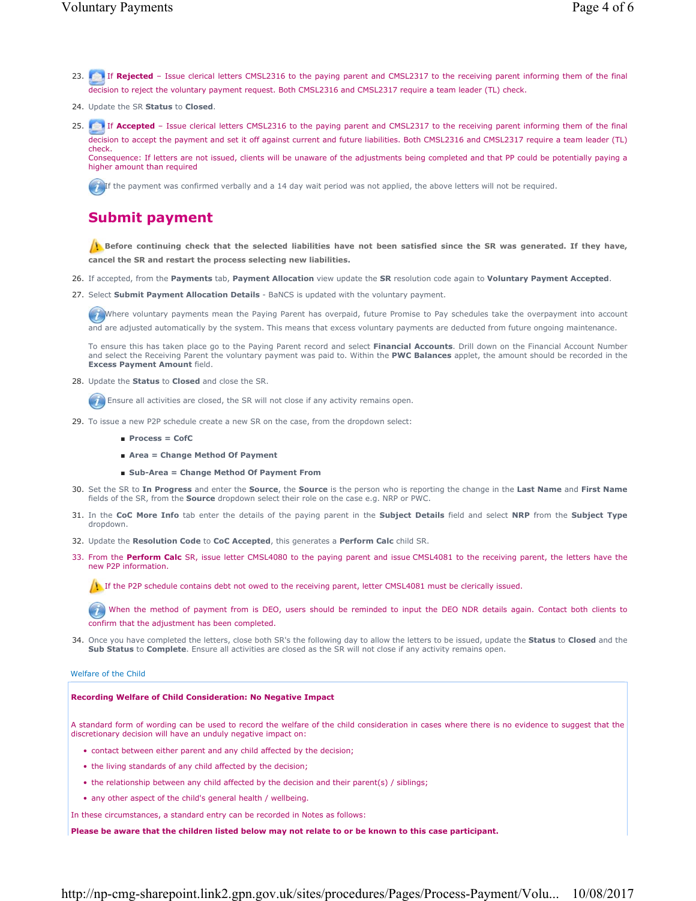23. If **Rejected** – Issue clerical letters CMSL2316 to the paying parent and CMSL2317 to the receiving parent informing them of the final decision to reject the voluntary payment request. Both CMSL2316 and CMSL2317 require a team leader (TL) check.

24. Update the SR **Status** to **Closed**.

25. If **Accepted** – Issue clerical letters CMSL2316 to the paying parent and CMSL2317 to the receiving parent informing them of the final decision to accept the payment and set it off against current and future liabilities. Both CMSL2316 and CMSL2317 require a team leader (TL) check.
Consequence: If letters are not issued, clients will be unaware of the adjustments being completed and that PP could be potentially paying a higher amount than required

   If the payment was confirmed verbally and a 14 day wait period was not applied, the above letters will not be required.

## Submit payment

**Before continuing check that the selected liabilities have not been satisfied since the SR was generated. If they have, cancel the SR and restart the process selecting new liabilities.**

26. If accepted, from the **Payments** tab, **Payment Allocation** view update the **SR** resolution code again to **Voluntary Payment Accepted**.

27. Select **Submit Payment Allocation Details** - BaNCS is updated with the voluntary payment.

   Where voluntary payments mean the Paying Parent has overpaid, future Promise to Pay schedules take the overpayment into account and are adjusted automatically by the system. This means that excess voluntary payments are deducted from future ongoing maintenance.

   To ensure this has taken place go to the Paying Parent record and select **Financial Accounts**. Drill down on the Financial Account Number and select the Receiving Parent the voluntary payment was paid to. Within the **PWC Balances** applet, the amount should be recorded in the **Excess Payment Amount** field.

28. Update the **Status** to **Closed** and close the SR.

   Ensure all activities are closed, the SR will not close if any activity remains open.

29. To issue a new P2P schedule create a new SR on the case, from the dropdown select:
   - **Process = CofC**
   - **Area = Change Method Of Payment**
   - **Sub-Area = Change Method Of Payment From**

30. Set the SR to **In Progress** and enter the **Source**, the **Source** is the person who is reporting the change in the **Last Name** and **First Name** fields of the SR, from the **Source** dropdown select their role on the case e.g. NRP or PWC.

31. In the **CoC More Info** tab enter the details of the paying parent in the **Subject Details** field and select **NRP** from the **Subject Type** dropdown.

32. Update the **Resolution Code** to **CoC Accepted**, this generates a **Perform Calc** child SR.

33. From the **Perform Calc** SR, issue letter CMSL4080 to the paying parent and issue CMSL4081 to the receiving parent, the letters have the new P2P information.

   If the P2P schedule contains debt not owed to the receiving parent, letter CMSL4081 must be clerically issued.

   When the method of payment from is DEO, users should be reminded to input the DEO NDR details again. Contact both clients to confirm that the adjustment has been completed.

34. Once you have completed the letters, close both SR's the following day to allow the letters to be issued, update the **Status** to **Closed** and the **Sub Status** to **Complete**. Ensure all activities are closed as the SR will not close if any activity remains open.

Welfare of the Child

**Recording Welfare of Child Consideration: No Negative Impact**

A standard form of wording can be used to record the welfare of the child consideration in cases where there is no evidence to suggest that the discretionary decision will have an unduly negative impact on:

- contact between either parent and any child affected by the decision;
- the living standards of any child affected by the decision;
- the relationship between any child affected by the decision and their parent(s) / siblings;
- any other aspect of the child's general health / wellbeing.

In these circumstances, a standard entry can be recorded in Notes as follows:

**Please be aware that the children listed below may not relate to or be known to this case participant.**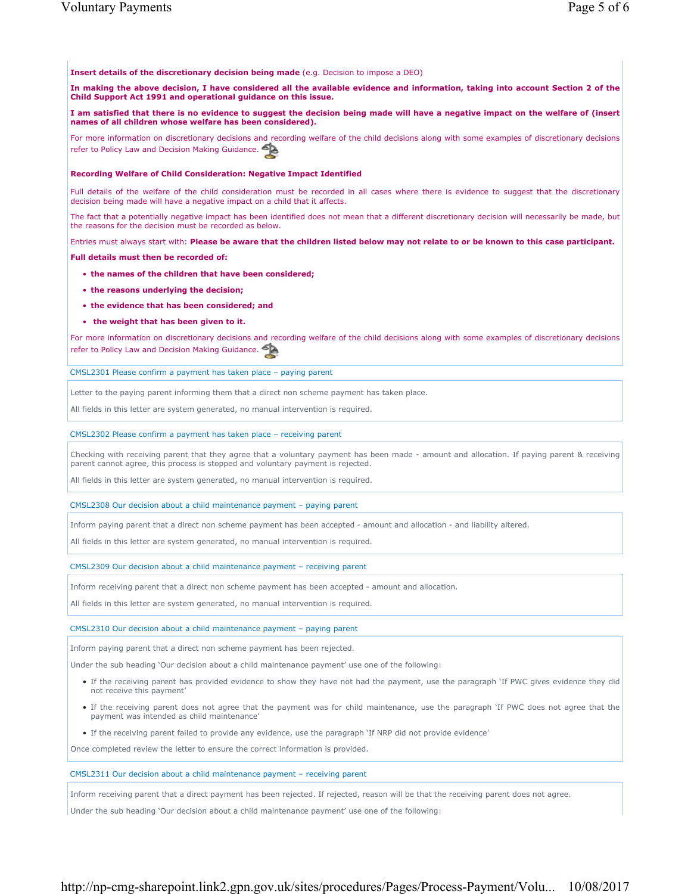**Insert details of the discretionary decision being made** (e.g. Decision to impose a DEO)

**In making the above decision, I have considered all the available evidence and information, taking into account Section 2 of the Child Support Act 1991 and operational guidance on this issue.**

**I am satisfied that there is no evidence to suggest the decision being made will have a negative impact on the welfare of (insert names of all children whose welfare has been considered).**

For more information on discretionary decisions and recording welfare of the child decisions along with some examples of discretionary decisions refer to Policy Law and Decision Making Guidance.

**Recording Welfare of Child Consideration: Negative Impact Identified**

Full details of the welfare of the child consideration must be recorded in all cases where there is evidence to suggest that the discretionary decision being made will have a negative impact on a child that it affects.

The fact that a potentially negative impact has been identified does not mean that a different discretionary decision will necessarily be made, but the reasons for the decision must be recorded as below.

Entries must always start with: **Please be aware that the children listed below may not relate to or be known to this case participant.**

**Full details must then be recorded of:**

- **the names of the children that have been considered;**
- **the reasons underlying the decision;**
- **the evidence that has been considered; and**
- **the weight that has been given to it.**

For more information on discretionary decisions and recording welfare of the child decisions along with some examples of discretionary decisions refer to Policy Law and Decision Making Guidance.

### CMSL2301 Please confirm a payment has taken place – paying parent

Letter to the paying parent informing them that a direct non scheme payment has taken place.

All fields in this letter are system generated, no manual intervention is required.

### CMSL2302 Please confirm a payment has taken place – receiving parent

Checking with receiving parent that they agree that a voluntary payment has been made - amount and allocation. If paying parent & receiving parent cannot agree, this process is stopped and voluntary payment is rejected.

All fields in this letter are system generated, no manual intervention is required.

### CMSL2308 Our decision about a child maintenance payment – paying parent

Inform paying parent that a direct non scheme payment has been accepted - amount and allocation - and liability altered.

All fields in this letter are system generated, no manual intervention is required.

### CMSL2309 Our decision about a child maintenance payment – receiving parent

Inform receiving parent that a direct non scheme payment has been accepted - amount and allocation.

All fields in this letter are system generated, no manual intervention is required.

### CMSL2310 Our decision about a child maintenance payment – paying parent

Inform paying parent that a direct non scheme payment has been rejected.

Under the sub heading 'Our decision about a child maintenance payment' use one of the following:

- If the receiving parent has provided evidence to show they have not had the payment, use the paragraph 'If PWC gives evidence they did not receive this payment'
- If the receiving parent does not agree that the payment was for child maintenance, use the paragraph 'If PWC does not agree that the payment was intended as child maintenance'
- If the receiving parent failed to provide any evidence, use the paragraph 'If NRP did not provide evidence'

Once completed review the letter to ensure the correct information is provided.

### CMSL2311 Our decision about a child maintenance payment – receiving parent

Inform receiving parent that a direct payment has been rejected. If rejected, reason will be that the receiving parent does not agree.

Under the sub heading 'Our decision about a child maintenance payment' use one of the following: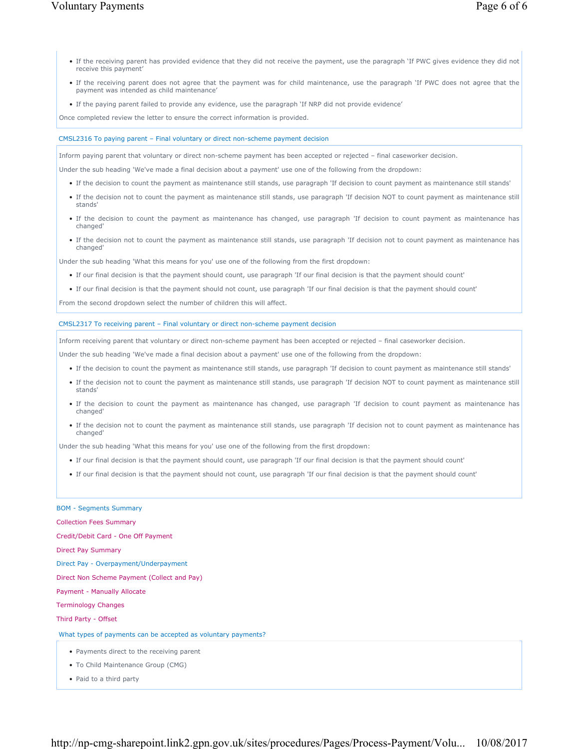- If the receiving parent has provided evidence that they did not receive the payment, use the paragraph 'If PWC gives evidence they did not receive this payment'
- If the receiving parent does not agree that the payment was for child maintenance, use the paragraph 'If PWC does not agree that the payment was intended as child maintenance'
- If the paying parent failed to provide any evidence, use the paragraph 'If NRP did not provide evidence'

Once completed review the letter to ensure the correct information is provided.

### CMSL2316 To paying parent – Final voluntary or direct non-scheme payment decision

Inform paying parent that voluntary or direct non-scheme payment has been accepted or rejected – final caseworker decision.

Under the sub heading 'We've made a final decision about a payment' use one of the following from the dropdown:

- If the decision to count the payment as maintenance still stands, use paragraph 'If decision to count payment as maintenance still stands'
- If the decision not to count the payment as maintenance still stands, use paragraph 'If decision NOT to count payment as maintenance still stands'
- If the decision to count the payment as maintenance has changed, use paragraph 'If decision to count payment as maintenance has changed'
- If the decision not to count the payment as maintenance still stands, use paragraph 'If decision not to count payment as maintenance has changed'

Under the sub heading 'What this means for you' use one of the following from the first dropdown:

- If our final decision is that the payment should count, use paragraph 'If our final decision is that the payment should count'
- If our final decision is that the payment should not count, use paragraph 'If our final decision is that the payment should count'

From the second dropdown select the number of children this will affect.

### CMSL2317 To receiving parent – Final voluntary or direct non-scheme payment decision

Inform receiving parent that voluntary or direct non-scheme payment has been accepted or rejected – final caseworker decision.

Under the sub heading 'We've made a final decision about a payment' use one of the following from the dropdown:

- If the decision to count the payment as maintenance still stands, use paragraph 'If decision to count payment as maintenance still stands'
- If the decision not to count the payment as maintenance still stands, use paragraph 'If decision NOT to count payment as maintenance still stands'
- If the decision to count the payment as maintenance has changed, use paragraph 'If decision to count payment as maintenance has changed'
- If the decision not to count the payment as maintenance still stands, use paragraph 'If decision not to count payment as maintenance has changed'

Under the sub heading 'What this means for you' use one of the following from the first dropdown:

- If our final decision is that the payment should count, use paragraph 'If our final decision is that the payment should count'
- If our final decision is that the payment should not count, use paragraph 'If our final decision is that the payment should count'

BOM - Segments Summary

Collection Fees Summary

Credit/Debit Card - One Off Payment

Direct Pay Summary

Direct Pay - Overpayment/Underpayment

Direct Non Scheme Payment (Collect and Pay)

Payment - Manually Allocate

Terminology Changes

Third Party - Offset

### What types of payments can be accepted as voluntary payments?

- Payments direct to the receiving parent
- To Child Maintenance Group (CMG)
- Paid to a third party